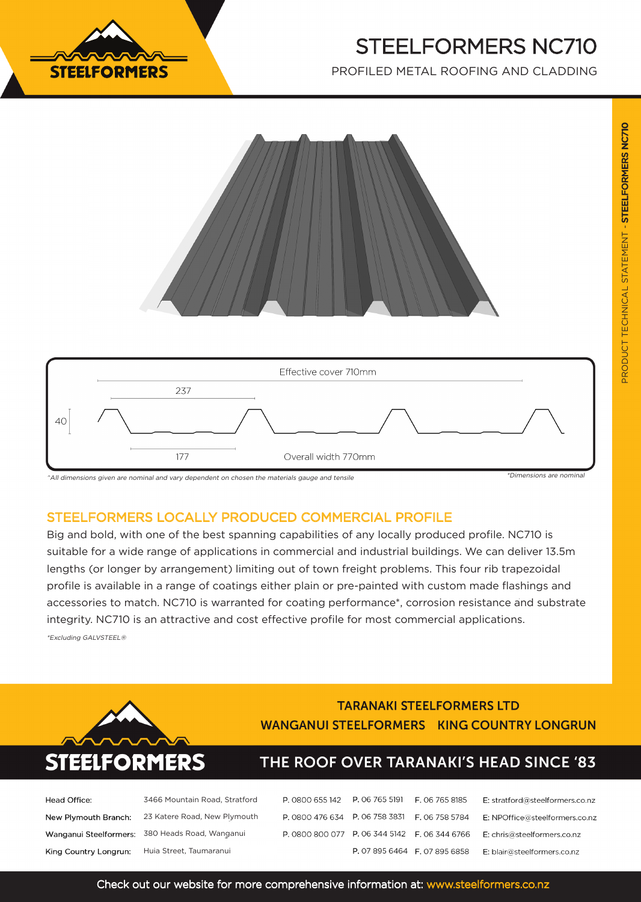# STEELFORMERS NC710

PROFILED METAL ROOFING AND CLADDING

PRODUCT TECHNICAL STATEMENT - **STEELFORMERS NC710**

Effective cover 710mm

237

40

177

Overall width 770mm

*^All dimensions given are nominal and vary dependent on chosen the materials gauge and tensile*

*\*Dimensions are nominal*

## STEELFORMERS LOCALLY PRODUCED COMMERCIAL PROFILE

Big and bold, with one of the best spanning capabilities of any locally produced profile. NC710 is suitable for a wide range of applications in commercial and industrial buildings. We can deliver 13.5m lengths (or longer by arrangement) limiting out of town freight problems. This four rib trapezoidal profile is available in a range of coatings either plain or pre-painted with custom made flashings and accessories to match. NC710 is warranted for coating performance*, corrosion resistance and substrate integrity. NC710 is an attractive and cost effective profile for most commercial applications.

*\*Excluding GALVSTEEL®*

**TARANAKI STEELFORMERS LTD**

**WANGANUI STEELFORMERS KING COUNTRY LONGRUN**

**STEELFORMERS**

**THE ROOF OVER TARANAKI'S HEAD SINCE '83**

| | | | | | |
|---|---|---|---|---|---|
| Head Office: | 3466 Mountain Road, Stratford | P. 0800 655 142 | P. 06 765 5191 | F. 06 765 8185 | E: stratford@steelformers.co.nz |
| New Plymouth Branch: | 23 Katere Road, New Plymouth | P. 0800 476 634 | P. 06 758 3831 | F. 06 758 5784 | E: NPOffice@steelformers.co.nz |
| Wanganui Steelformers: | 380 Heads Road, Wanganui | P. 0800 800 077 | P. 06 344 5142 | F. 06 344 6766 | E: chris@steelformers.co.nz |
| King Country Longrun: | Huia Street, Taumaranui | | P. 07 895 6464 | F. 07 895 6858 | E: blair@steelformers.co.nz |

Check out our website for more comprehensive information at: www.steelformers.co.nz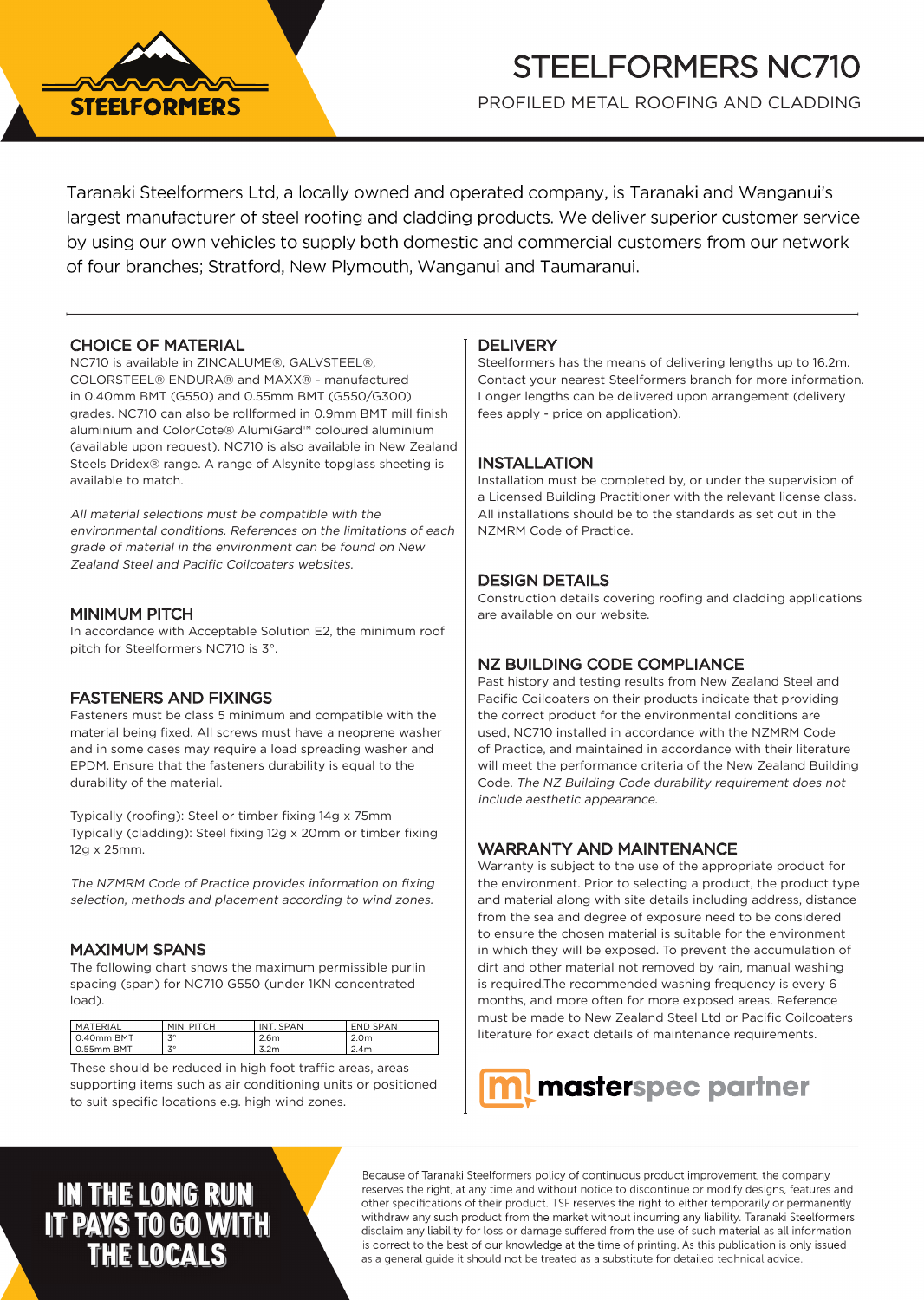STEELFORMERS

# STEELFORMERS NC710

PROFILED METAL ROOFING AND CLADDING

Taranaki Steelformers Ltd, a locally owned and operated company, is Taranaki and Wanganui's largest manufacturer of steel roofing and cladding products. We deliver superior customer service by using our own vehicles to supply both domestic and commercial customers from our network of four branches; Stratford, New Plymouth, Wanganui and Taumaranui.

## CHOICE OF MATERIAL

NC710 is available in ZINCALUME®, GALVSTEEL®, COLORSTEEL® ENDURA® and MAXX® - manufactured in 0.40mm BMT (G550) and 0.55mm BMT (G550/G300) grades. NC710 can also be rollformed in 0.9mm BMT mill finish aluminium and ColorCote® AlumiGard™ coloured aluminium (available upon request). NC710 is also available in New Zealand Steels Dridex® range. A range of Alsynite topglass sheeting is available to match.

*All material selections must be compatible with the environmental conditions. References on the limitations of each grade of material in the environment can be found on New Zealand Steel and Pacific Coilcoaters websites.*

## MINIMUM PITCH

In accordance with Acceptable Solution E2, the minimum roof pitch for Steelformers NC710 is 3°.

## FASTENERS AND FIXINGS

Fasteners must be class 5 minimum and compatible with the material being fixed. All screws must have a neoprene washer and in some cases may require a load spreading washer and EPDM. Ensure that the fasteners durability is equal to the durability of the material.

Typically (roofing): Steel or timber fixing 14g x 75mm
Typically (cladding): Steel fixing 12g x 20mm or timber fixing 12g x 25mm.

*The NZMRM Code of Practice provides information on fixing selection, methods and placement according to wind zones.*

## MAXIMUM SPANS

The following chart shows the maximum permissible purlin spacing (span) for NC710 G550 (under 1KN concentrated load).

| MATERIAL | MIN. PITCH | INT. SPAN | END SPAN |
|---|---|---|---|
| 0.40mm BMT | 3° | 2.6m | 2.0m |
| 0.55mm BMT | 3° | 3.2m | 2.4m |

These should be reduced in high foot traffic areas, areas supporting items such as air conditioning units or positioned to suit specific locations e.g. high wind zones.

## DELIVERY

Steelformers has the means of delivering lengths up to 16.2m. Contact your nearest Steelformers branch for more information. Longer lengths can be delivered upon arrangement (delivery fees apply - price on application).

## INSTALLATION

Installation must be completed by, or under the supervision of a Licensed Building Practitioner with the relevant license class. All installations should be to the standards as set out in the NZMRM Code of Practice.

## DESIGN DETAILS

Construction details covering roofing and cladding applications are available on our website.

## NZ BUILDING CODE COMPLIANCE

Past history and testing results from New Zealand Steel and Pacific Coilcoaters on their products indicate that providing the correct product for the environmental conditions are used, NC710 installed in accordance with the NZMRM Code of Practice, and maintained in accordance with their literature will meet the performance criteria of the New Zealand Building Code. *The NZ Building Code durability requirement does not include aesthetic appearance.*

## WARRANTY AND MAINTENANCE

Warranty is subject to the use of the appropriate product for the environment. Prior to selecting a product, the product type and material along with site details including address, distance from the sea and degree of exposure need to be considered to ensure the chosen material is suitable for the environment in which they will be exposed. To prevent the accumulation of dirt and other material not removed by rain, manual washing is required.The recommended washing frequency is every 6 months, and more often for more exposed areas. Reference must be made to New Zealand Steel Ltd or Pacific Coilcoaters literature for exact details of maintenance requirements.

masterspec partner

**IN THE LONG RUN IT PAYS TO GO WITH THE LOCALS**

Because of Taranaki Steelformers policy of continuous product improvement, the company reserves the right, at any time and without notice to discontinue or modify designs, features and other specifications of their product. TSF reserves the right to either temporarily or permanently withdraw any such product from the market without incurring any liability. Taranaki Steelformers disclaim any liability for loss or damage suffered from the use of such material as all information is correct to the best of our knowledge at the time of printing. As this publication is only issued as a general guide it should not be treated as a substitute for detailed technical advice.